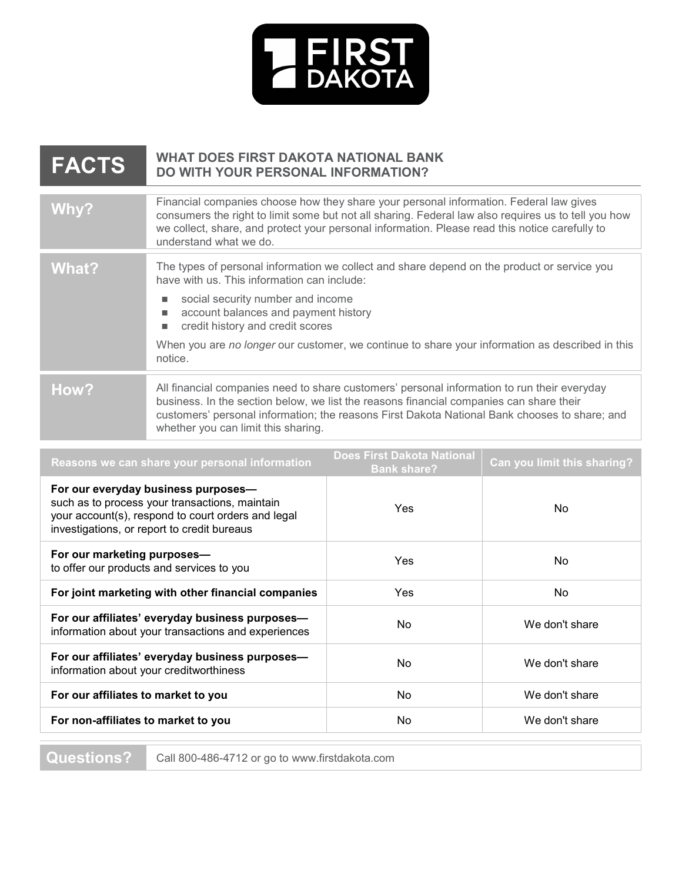FIRST DAKOTA

# FACTS — WHAT DOES FIRST DAKOTA NATIONAL BANK DO WITH YOUR PERSONAL INFORMATION?

| | |
|---|---|
| **Why?** | Financial companies choose how they share your personal information. Federal law gives consumers the right to limit some but not all sharing. Federal law also requires us to tell you how we collect, share, and protect your personal information. Please read this notice carefully to understand what we do. |
| **What?** | The types of personal information we collect and share depend on the product or service you have with us. This information can include:<br>■ social security number and income<br>■ account balances and payment history<br>■ credit history and credit scores<br><br>When you are *no longer* our customer, we continue to share your information as described in this notice. |
| **How?** | All financial companies need to share customers' personal information to run their everyday business. In the section below, we list the reasons financial companies can share their customers' personal information; the reasons First Dakota National Bank chooses to share; and whether you can limit this sharing. |

| Reasons we can share your personal information | Does First Dakota National Bank share? | Can you limit this sharing? |
|---|---|---|
| **For our everyday business purposes—** such as to process your transactions, maintain your account(s), respond to court orders and legal investigations, or report to credit bureaus | Yes | No |
| **For our marketing purposes—** to offer our products and services to you | Yes | No |
| **For joint marketing with other financial companies** | Yes | No |
| **For our affiliates' everyday business purposes—** information about your transactions and experiences | No | We don't share |
| **For our affiliates' everyday business purposes—** information about your creditworthiness | No | We don't share |
| **For our affiliates to market to you** | No | We don't share |
| **For non-affiliates to market to you** | No | We don't share |

| | |
|---|---|
| **Questions?** | Call 800-486-4712 or go to www.firstdakota.com |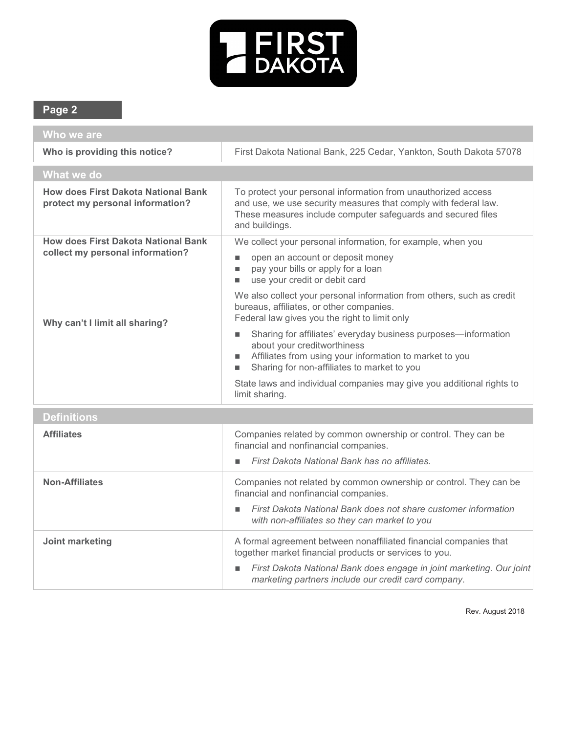**FIRST DAKOTA**

## Page 2

| Who we are | |
|---|---|
| **Who is providing this notice?** | First Dakota National Bank, 225 Cedar, Yankton, South Dakota 57078 |

| What we do | |
|---|---|
| **How does First Dakota National Bank protect my personal information?** | To protect your personal information from unauthorized access and use, we use security measures that comply with federal law. These measures include computer safeguards and secured files and buildings. |
| **How does First Dakota National Bank collect my personal information?** | We collect your personal information, for example, when you<br>■ open an account or deposit money<br>■ pay your bills or apply for a loan<br>■ use your credit or debit card<br>We also collect your personal information from others, such as credit bureaus, affiliates, or other companies. |
| **Why can't I limit all sharing?** | Federal law gives you the right to limit only<br>■ Sharing for affiliates' everyday business purposes—information about your creditworthiness<br>■ Affiliates from using your information to market to you<br>■ Sharing for non-affiliates to market to you<br>State laws and individual companies may give you additional rights to limit sharing. |

| Definitions | |
|---|---|
| **Affiliates** | Companies related by common ownership or control. They can be financial and nonfinancial companies.<br>■ *First Dakota National Bank has no affiliates.* |
| **Non-Affiliates** | Companies not related by common ownership or control. They can be financial and nonfinancial companies.<br>■ *First Dakota National Bank does not share customer information with non-affiliates so they can market to you* |
| **Joint marketing** | A formal agreement between nonaffiliated financial companies that together market financial products or services to you.<br>■ *First Dakota National Bank does engage in joint marketing. Our joint marketing partners include our credit card company*. |

Rev. August 2018